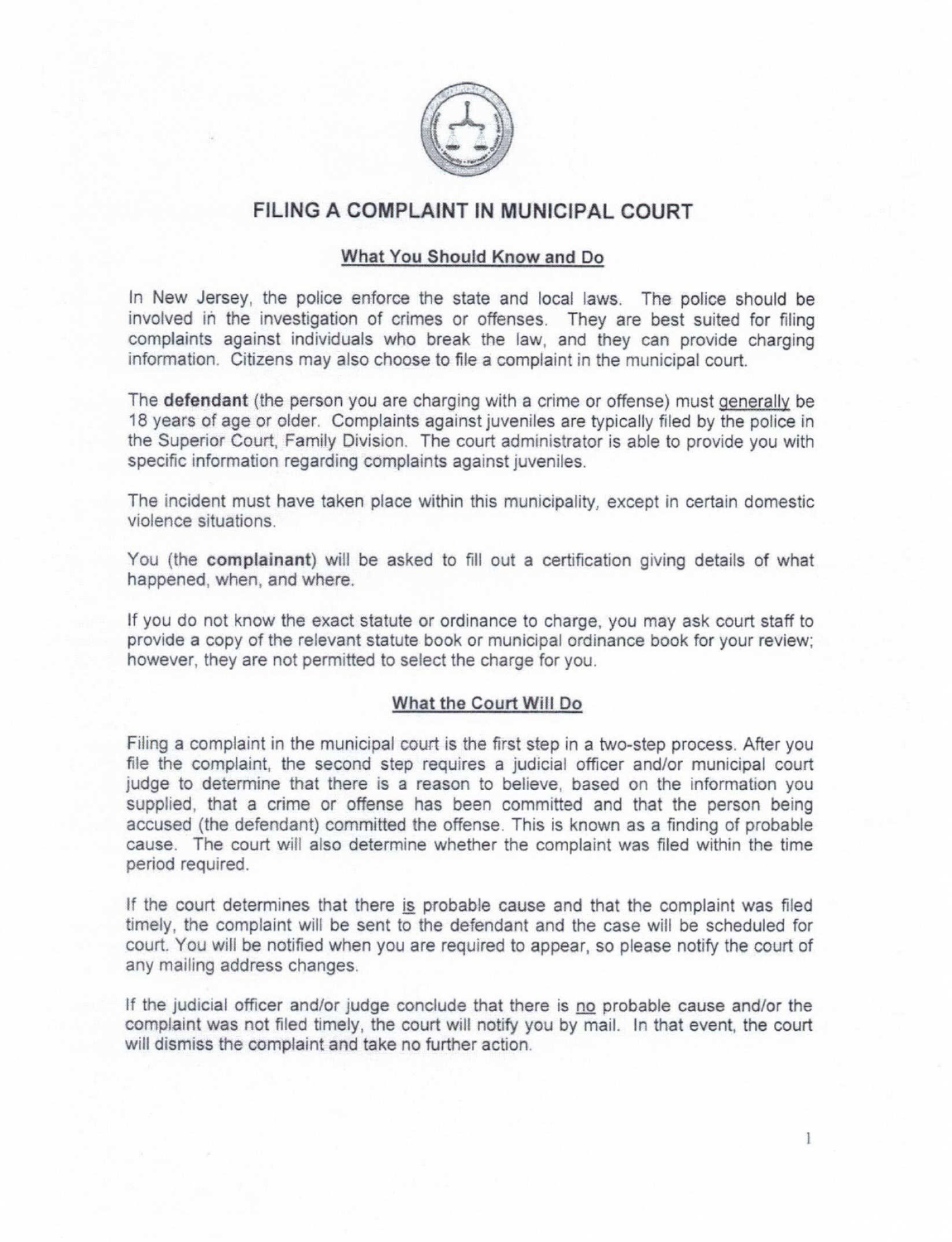# FILING A COMPLAINT IN MUNICIPAL COURT

## What You Should Know and Do

In New Jersey, the police enforce the state and local laws. The police should be involved in the investigation of crimes or offenses. They are best suited for filing complaints against individuals who break the law, and they can provide charging information. Citizens may also choose to file a complaint in the municipal court.

The **defendant** (the person you are charging with a crime or offense) must generally be 18 years of age or older. Complaints against juveniles are typically filed by the police in the Superior Court, Family Division. The court administrator is able to provide you with specific information regarding complaints against juveniles.

The incident must have taken place within this municipality, except in certain domestic violence situations.

You (the **complainant**) will be asked to fill out a certification giving details of what happened, when, and where.

If you do not know the exact statute or ordinance to charge, you may ask court staff to provide a copy of the relevant statute book or municipal ordinance book for your review; however, they are not permitted to select the charge for you.

## What the Court Will Do

Filing a complaint in the municipal court is the first step in a two-step process. After you file the complaint, the second step requires a judicial officer and/or municipal court judge to determine that there is a reason to believe, based on the information you supplied, that a crime or offense has been committed and that the person being accused (the defendant) committed the offense. This is known as a finding of probable cause. The court will also determine whether the complaint was filed within the time period required.

If the court determines that there is probable cause and that the complaint was filed timely, the complaint will be sent to the defendant and the case will be scheduled for court. You will be notified when you are required to appear, so please notify the court of any mailing address changes.

If the judicial officer and/or judge conclude that there is no probable cause and/or the complaint was not filed timely, the court will notify you by mail. In that event, the court will dismiss the complaint and take no further action.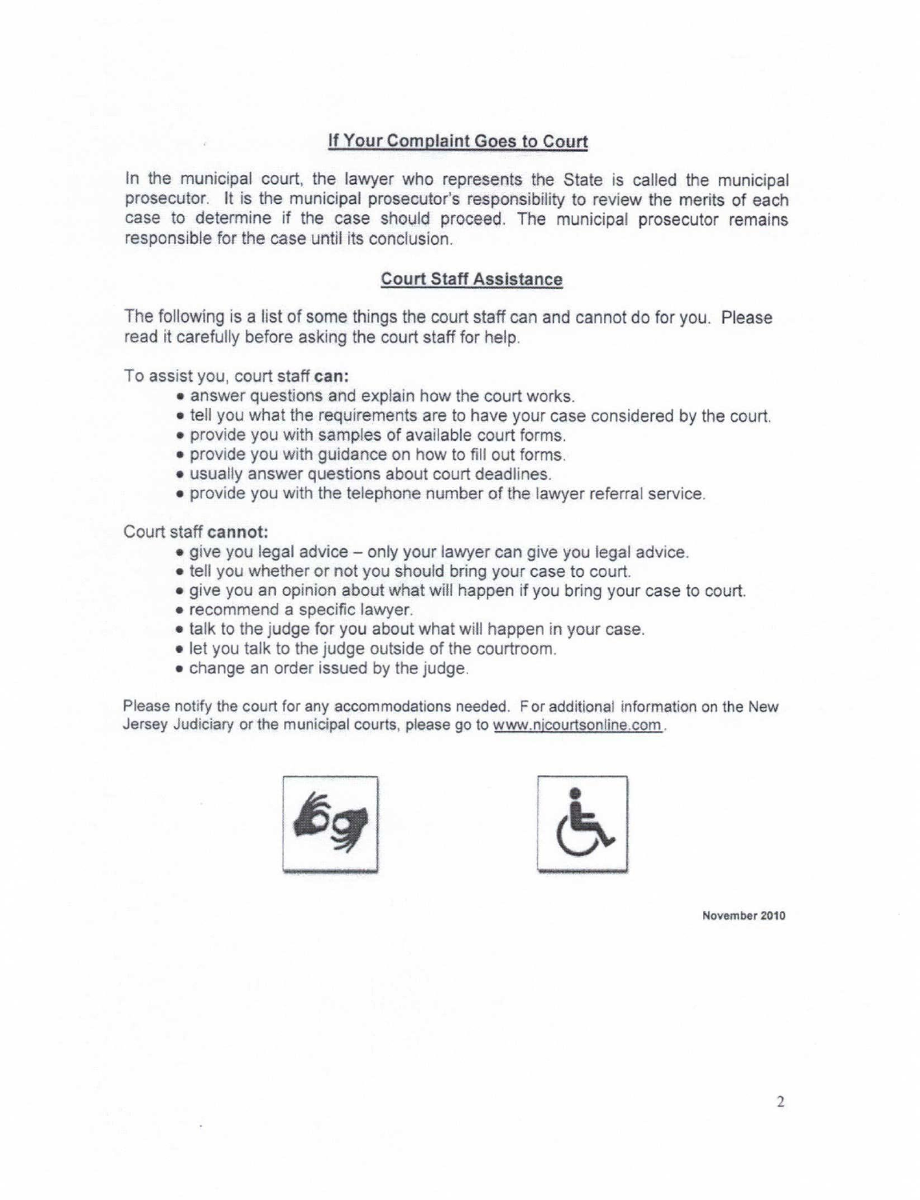## If Your Complaint Goes to Court

In the municipal court, the lawyer who represents the State is called the municipal prosecutor. It is the municipal prosecutor's responsibility to review the merits of each case to determine if the case should proceed. The municipal prosecutor remains responsible for the case until its conclusion.

## Court Staff Assistance

The following is a list of some things the court staff can and cannot do for you. Please read it carefully before asking the court staff for help.

To assist you, court staff **can:**

- answer questions and explain how the court works.
- tell you what the requirements are to have your case considered by the court.
- provide you with samples of available court forms.
- provide you with guidance on how to fill out forms.
- usually answer questions about court deadlines.
- provide you with the telephone number of the lawyer referral service.

Court staff **cannot:**

- give you legal advice – only your lawyer can give you legal advice.
- tell you whether or not you should bring your case to court.
- give you an opinion about what will happen if you bring your case to court.
- recommend a specific lawyer.
- talk to the judge for you about what will happen in your case.
- let you talk to the judge outside of the courtroom.
- change an order issued by the judge.

Please notify the court for any accommodations needed. For additional information on the New Jersey Judiciary or the municipal courts, please go to www.njcourtsonline.com.

November 2010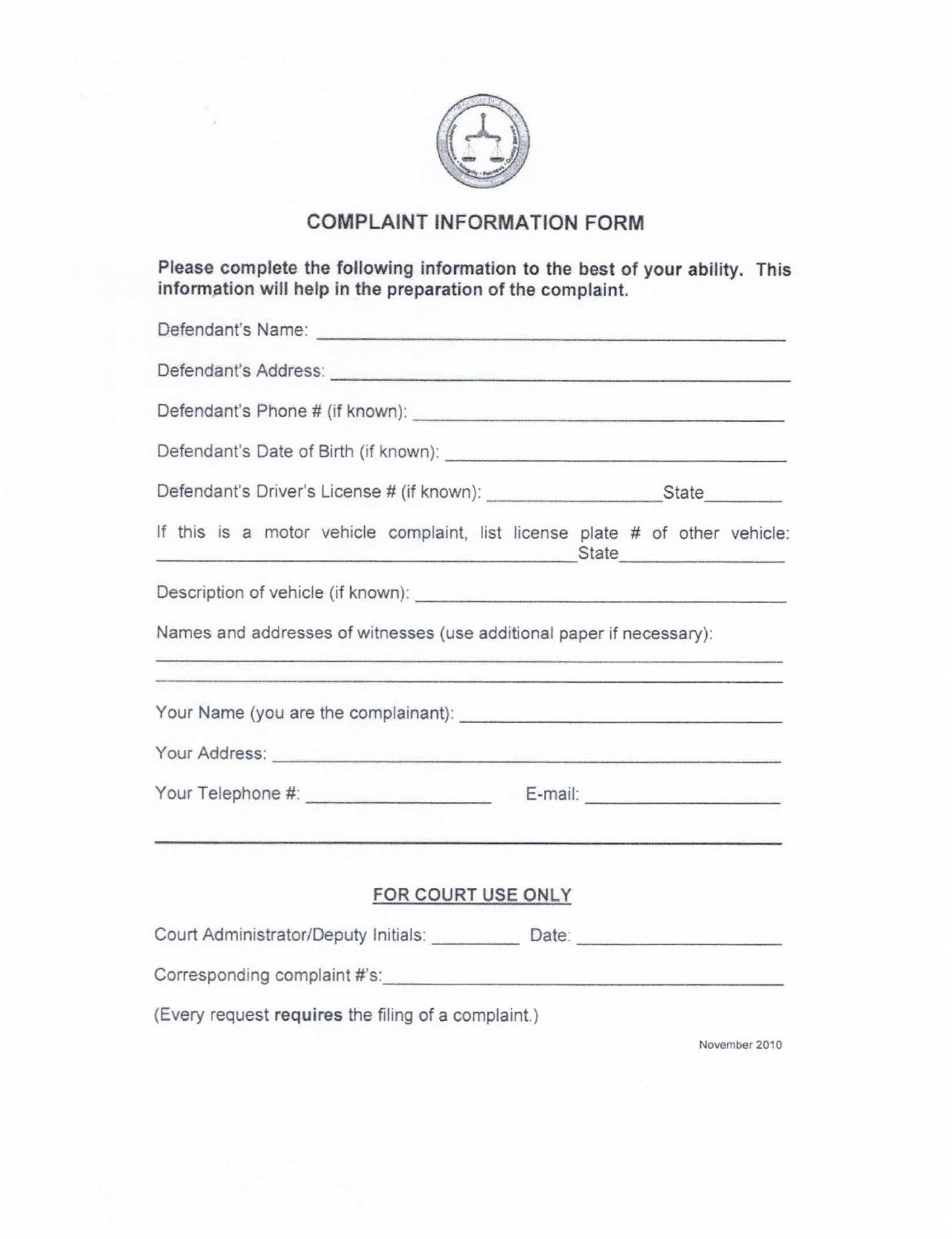# COMPLAINT INFORMATION FORM

**Please complete the following information to the best of your ability. This information will help in the preparation of the complaint.**

Defendant's Name: ______________________________________________

Defendant's Address: ____________________________________________

Defendant's Phone # (if known): ___________________________________

Defendant's Date of Birth (if known): _______________________________

Defendant's Driver's License # (if known): ________________ State________

If this is a motor vehicle complaint, list license plate # of other vehicle: ______________________________________ State_______________

Description of vehicle (if known): __________________________________

Names and addresses of witnesses (use additional paper if necessary):

______________________________________________________________

______________________________________________________________

Your Name (you are the complainant): _______________________________

Your Address: __________________________________________________

Your Telephone #: __________________ E-mail: ___________________

______________________________________________________________

## FOR COURT USE ONLY

Court Administrator/Deputy Initials: _________ Date: __________________

Corresponding complaint #'s:______________________________________

(Every request **requires** the filing of a complaint.)

November 2010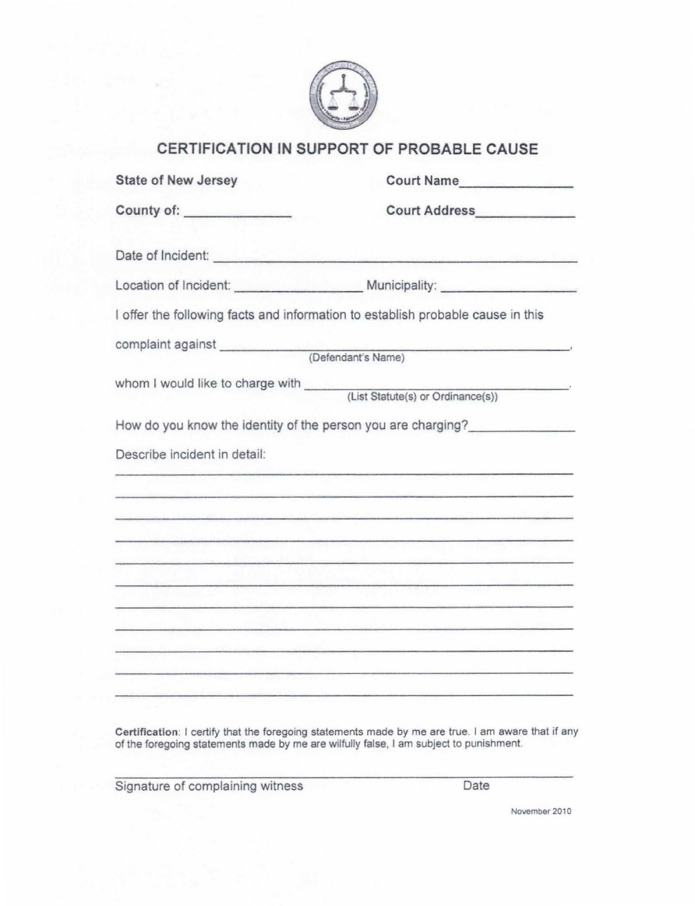# CERTIFICATION IN SUPPORT OF PROBABLE CAUSE

**State of New Jersey** **Court Name**______________

**County of:** ______________ **Court Address**______________

Date of Incident: ______________________________________________

Location of Incident: ________________ Municipality: ________________

I offer the following facts and information to establish probable cause in this

complaint against ______________________________________________,
(Defendant's Name)

whom I would like to charge with ______________________________________.
(List Statute(s) or Ordinance(s))

How do you know the identity of the person you are charging? ______________

Describe incident in detail:

______________________________________________________________

______________________________________________________________

______________________________________________________________

______________________________________________________________

______________________________________________________________

______________________________________________________________

______________________________________________________________

______________________________________________________________

______________________________________________________________

______________________________________________________________

______________________________________________________________

**Certification**: I certify that the foregoing statements made by me are true. I am aware that if any of the foregoing statements made by me are wilfully false, I am subject to punishment.

______________________________________________________________

Signature of complaining witness Date

November 2010